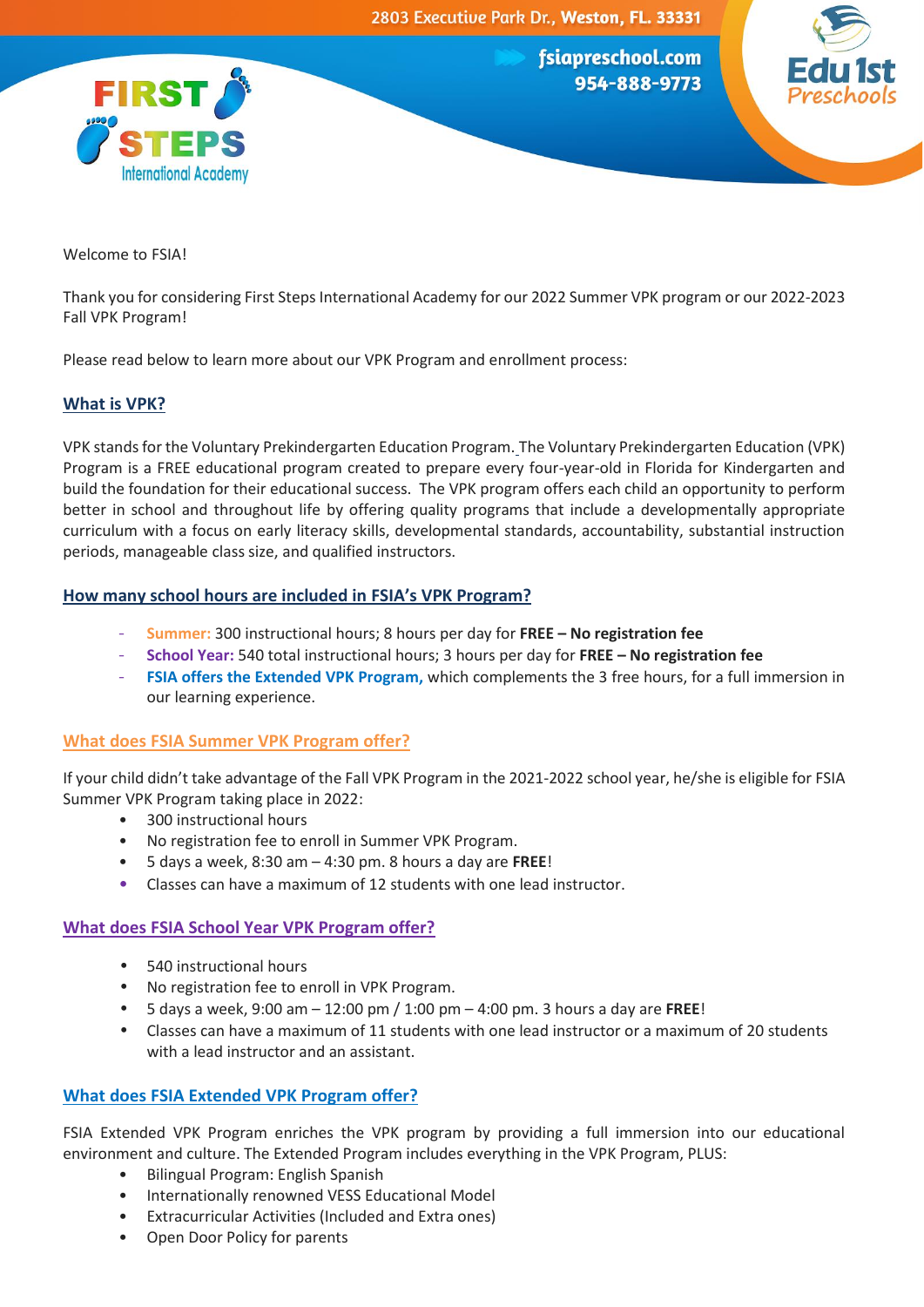2803 Executive Park Dr., Weston, FL. 33331

fsiapreschool.com
954-888-9773

FIRST STEPS International Academy

Edu 1st Preschools

Welcome to FSIA!

Thank you for considering First Steps International Academy for our 2022 Summer VPK program or our 2022-2023 Fall VPK Program!

Please read below to learn more about our VPK Program and enrollment process:

## What is VPK?

VPK stands for the Voluntary Prekindergarten Education Program. The Voluntary Prekindergarten Education (VPK) Program is a FREE educational program created to prepare every four-year-old in Florida for Kindergarten and build the foundation for their educational success. The VPK program offers each child an opportunity to perform better in school and throughout life by offering quality programs that include a developmentally appropriate curriculum with a focus on early literacy skills, developmental standards, accountability, substantial instruction periods, manageable class size, and qualified instructors.

## How many school hours are included in FSIA's VPK Program?

- **Summer:** 300 instructional hours; 8 hours per day for **FREE – No registration fee**
- **School Year:** 540 total instructional hours; 3 hours per day for **FREE – No registration fee**
- **FSIA offers the Extended VPK Program,** which complements the 3 free hours, for a full immersion in our learning experience.

## What does FSIA Summer VPK Program offer?

If your child didn't take advantage of the Fall VPK Program in the 2021-2022 school year, he/she is eligible for FSIA Summer VPK Program taking place in 2022:

- 300 instructional hours
- No registration fee to enroll in Summer VPK Program.
- 5 days a week, 8:30 am – 4:30 pm. 8 hours a day are **FREE**!
- Classes can have a maximum of 12 students with one lead instructor.

## What does FSIA School Year VPK Program offer?

- 540 instructional hours
- No registration fee to enroll in VPK Program.
- 5 days a week, 9:00 am – 12:00 pm / 1:00 pm – 4:00 pm. 3 hours a day are **FREE**!
- Classes can have a maximum of 11 students with one lead instructor or a maximum of 20 students with a lead instructor and an assistant.

## What does FSIA Extended VPK Program offer?

FSIA Extended VPK Program enriches the VPK program by providing a full immersion into our educational environment and culture. The Extended Program includes everything in the VPK Program, PLUS:

- Bilingual Program: English Spanish
- Internationally renowned VESS Educational Model
- Extracurricular Activities (Included and Extra ones)
- Open Door Policy for parents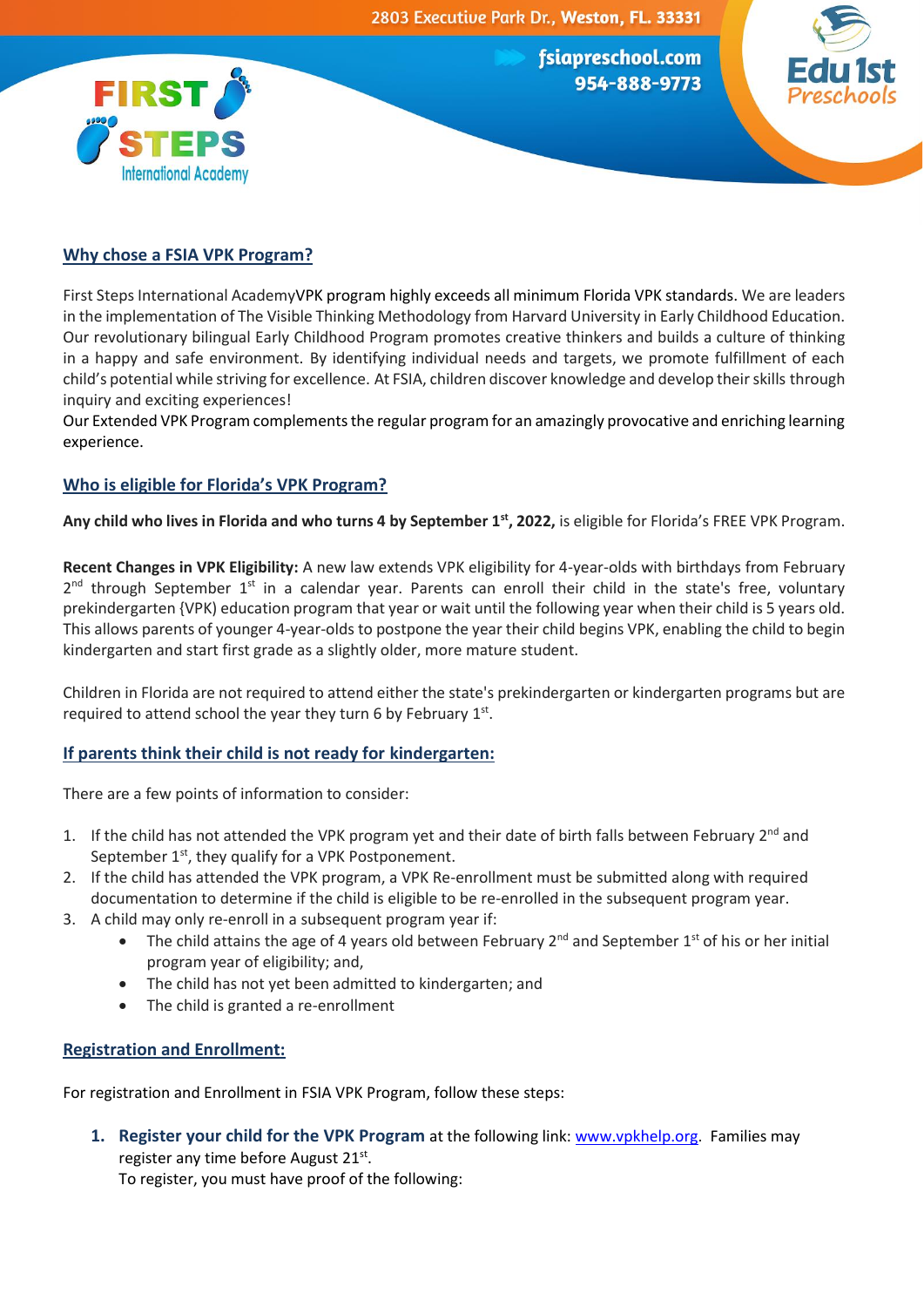## Why chose a FSIA VPK Program?

First Steps International AcademyVPK program highly exceeds all minimum Florida VPK standards. We are leaders in the implementation of The Visible Thinking Methodology from Harvard University in Early Childhood Education. Our revolutionary bilingual Early Childhood Program promotes creative thinkers and builds a culture of thinking in a happy and safe environment. By identifying individual needs and targets, we promote fulfillment of each child's potential while striving for excellence. At FSIA, children discover knowledge and develop their skills through inquiry and exciting experiences!
Our Extended VPK Program complements the regular program for an amazingly provocative and enriching learning experience.

## Who is eligible for Florida's VPK Program?

**Any child who lives in Florida and who turns 4 by September 1st, 2022,** is eligible for Florida's FREE VPK Program.

**Recent Changes in VPK Eligibility:** A new law extends VPK eligibility for 4-year-olds with birthdays from February 2nd through September 1st in a calendar year. Parents can enroll their child in the state's free, voluntary prekindergarten {VPK) education program that year or wait until the following year when their child is 5 years old. This allows parents of younger 4-year-olds to postpone the year their child begins VPK, enabling the child to begin kindergarten and start first grade as a slightly older, more mature student.

Children in Florida are not required to attend either the state's prekindergarten or kindergarten programs but are required to attend school the year they turn 6 by February 1st.

## If parents think their child is not ready for kindergarten:

There are a few points of information to consider:

1. If the child has not attended the VPK program yet and their date of birth falls between February 2nd and September 1st, they qualify for a VPK Postponement.
2. If the child has attended the VPK program, a VPK Re-enrollment must be submitted along with required documentation to determine if the child is eligible to be re-enrolled in the subsequent program year.
3. A child may only re-enroll in a subsequent program year if:
   - The child attains the age of 4 years old between February 2nd and September 1st of his or her initial program year of eligibility; and,
   - The child has not yet been admitted to kindergarten; and
   - The child is granted a re-enrollment

## Registration and Enrollment:

For registration and Enrollment in FSIA VPK Program, follow these steps:

1. **Register your child for the VPK Program** at the following link: www.vpkhelp.org. Families may register any time before August 21st.
   To register, you must have proof of the following: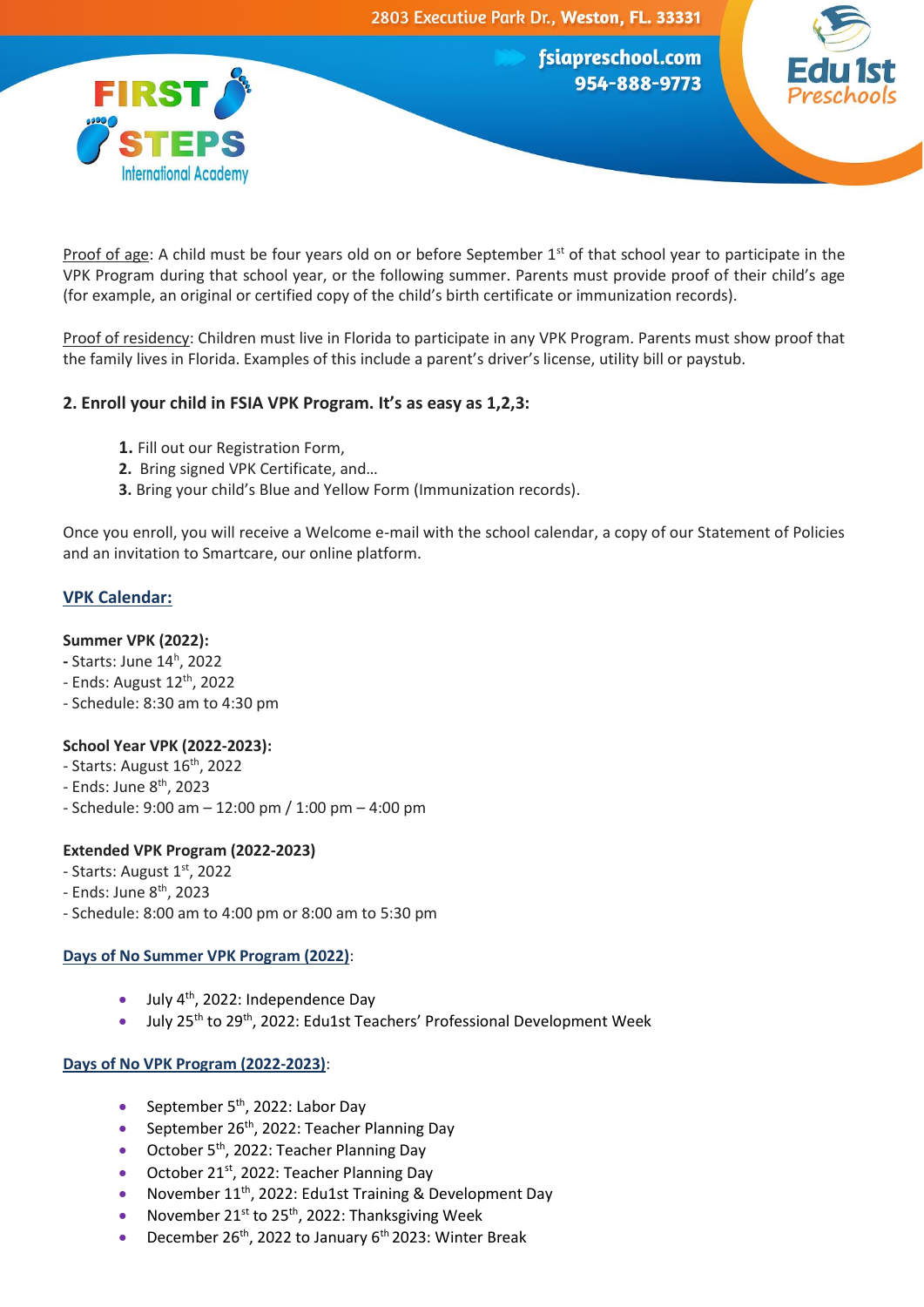Proof of age: A child must be four years old on or before September 1st of that school year to participate in the VPK Program during that school year, or the following summer. Parents must provide proof of their child's age (for example, an original or certified copy of the child's birth certificate or immunization records).

Proof of residency: Children must live in Florida to participate in any VPK Program. Parents must show proof that the family lives in Florida. Examples of this include a parent's driver's license, utility bill or paystub.

### 2. Enroll your child in FSIA VPK Program. It's as easy as 1,2,3:

1. Fill out our Registration Form,
2. Bring signed VPK Certificate, and…
3. Bring your child's Blue and Yellow Form (Immunization records).

Once you enroll, you will receive a Welcome e-mail with the school calendar, a copy of our Statement of Policies and an invitation to Smartcare, our online platform.

## VPK Calendar:

**Summer VPK (2022):**
- Starts: June 14h, 2022
- Ends: August 12th, 2022
- Schedule: 8:30 am to 4:30 pm

**School Year VPK (2022-2023):**
- Starts: August 16th, 2022
- Ends: June 8th, 2023
- Schedule: 9:00 am – 12:00 pm / 1:00 pm – 4:00 pm

**Extended VPK Program (2022-2023)**
- Starts: August 1st, 2022
- Ends: June 8th, 2023
- Schedule: 8:00 am to 4:00 pm or 8:00 am to 5:30 pm

**Days of No Summer VPK Program (2022)**:

- July 4th, 2022: Independence Day
- July 25th to 29th, 2022: Edu1st Teachers' Professional Development Week

**Days of No VPK Program (2022-2023)**:

- September 5th, 2022: Labor Day
- September 26th, 2022: Teacher Planning Day
- October 5th, 2022: Teacher Planning Day
- October 21st, 2022: Teacher Planning Day
- November 11th, 2022: Edu1st Training & Development Day
- November 21st to 25th, 2022: Thanksgiving Week
- December 26th, 2022 to January 6th 2023: Winter Break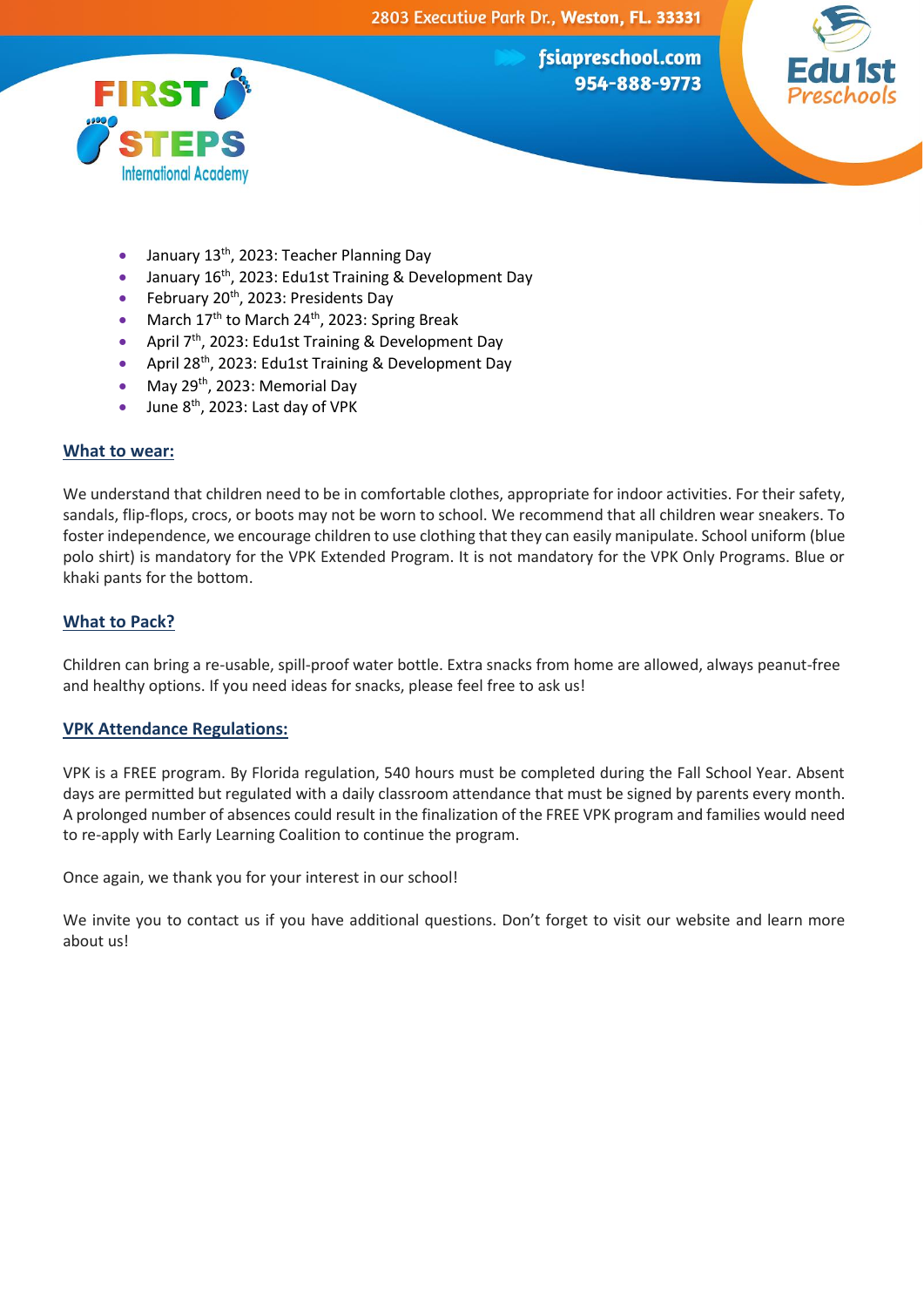- January 13th, 2023: Teacher Planning Day
- January 16th, 2023: Edu1st Training & Development Day
- February 20th, 2023: Presidents Day
- March 17th to March 24th, 2023: Spring Break
- April 7th, 2023: Edu1st Training & Development Day
- April 28th, 2023: Edu1st Training & Development Day
- May 29th, 2023: Memorial Day
- June 8th, 2023: Last day of VPK

## What to wear:

We understand that children need to be in comfortable clothes, appropriate for indoor activities. For their safety, sandals, flip-flops, crocs, or boots may not be worn to school. We recommend that all children wear sneakers. To foster independence, we encourage children to use clothing that they can easily manipulate. School uniform (blue polo shirt) is mandatory for the VPK Extended Program. It is not mandatory for the VPK Only Programs. Blue or khaki pants for the bottom.

## What to Pack?

Children can bring a re-usable, spill-proof water bottle. Extra snacks from home are allowed, always peanut-free and healthy options. If you need ideas for snacks, please feel free to ask us!

## VPK Attendance Regulations:

VPK is a FREE program. By Florida regulation, 540 hours must be completed during the Fall School Year. Absent days are permitted but regulated with a daily classroom attendance that must be signed by parents every month. A prolonged number of absences could result in the finalization of the FREE VPK program and families would need to re-apply with Early Learning Coalition to continue the program.

Once again, we thank you for your interest in our school!

We invite you to contact us if you have additional questions. Don't forget to visit our website and learn more about us!